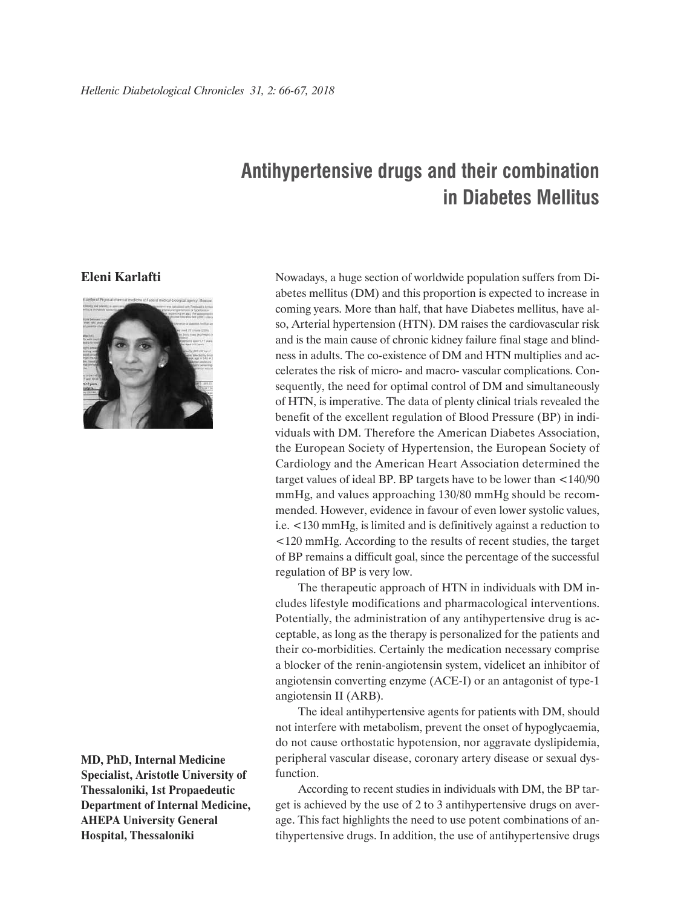# Antihypertensive drugs and their combination in Diabetes Mellitus

**Eleni Karlafti**

**MD, PhD, Internal Medicine Specialist, Aristotle University of Thessaloniki, 1st Propaedeutic Department of Internal Medicine, AHEPA University General Hospital, Thessaloniki**

Nowadays, a huge section of worldwide population suffers from Diabetes mellitus (DM) and this proportion is expected to increase in coming years. More than half, that have Diabetes mellitus, have also, Arterial hypertension (HTN). DM raises the cardiovascular risk and is the main cause of chronic kidney failure final stage and blindness in adults. The co-existence of DM and HTN multiplies and accelerates the risk of micro- and macro- vascular complications. Consequently, the need for optimal control of DM and simultaneously of HTN, is imperative. The data of plenty clinical trials revealed the benefit of the excellent regulation of Blood Pressure (BP) in individuals with DM. Therefore the American Diabetes Association, the European Society of Hypertension, the European Society of Cardiology and the American Heart Association determined the target values of ideal BP. BP targets have to be lower than <140/90 mmHg, and values approaching 130/80 mmHg should be recommended. However, evidence in favour of even lower systolic values, i.e. <130 mmHg, is limited and is definitively against a reduction to <120 mmHg. According to the results of recent studies, the target of BP remains a difficult goal, since the percentage of the successful regulation of BP is very low.

The therapeutic approach of HTN in individuals with DM includes lifestyle modifications and pharmacological interventions. Potentially, the administration of any antihypertensive drug is acceptable, as long as the therapy is personalized for the patients and their co-morbidities. Certainly the medication necessary comprise a blocker of the renin-angiotensin system, videlicet an inhibitor of angiotensin converting enzyme (ACE-I) or an antagonist of type-1 angiotensin II (ARB).

The ideal antihypertensive agents for patients with DM, should not interfere with metabolism, prevent the onset of hypoglycaemia, do not cause orthostatic hypotension, nor aggravate dyslipidemia, peripheral vascular disease, coronary artery disease or sexual dysfunction.

According to recent studies in individuals with DM, the BP target is achieved by the use of 2 to 3 antihypertensive drugs on average. This fact highlights the need to use potent combinations of antihypertensive drugs. In addition, the use of antihypertensive drugs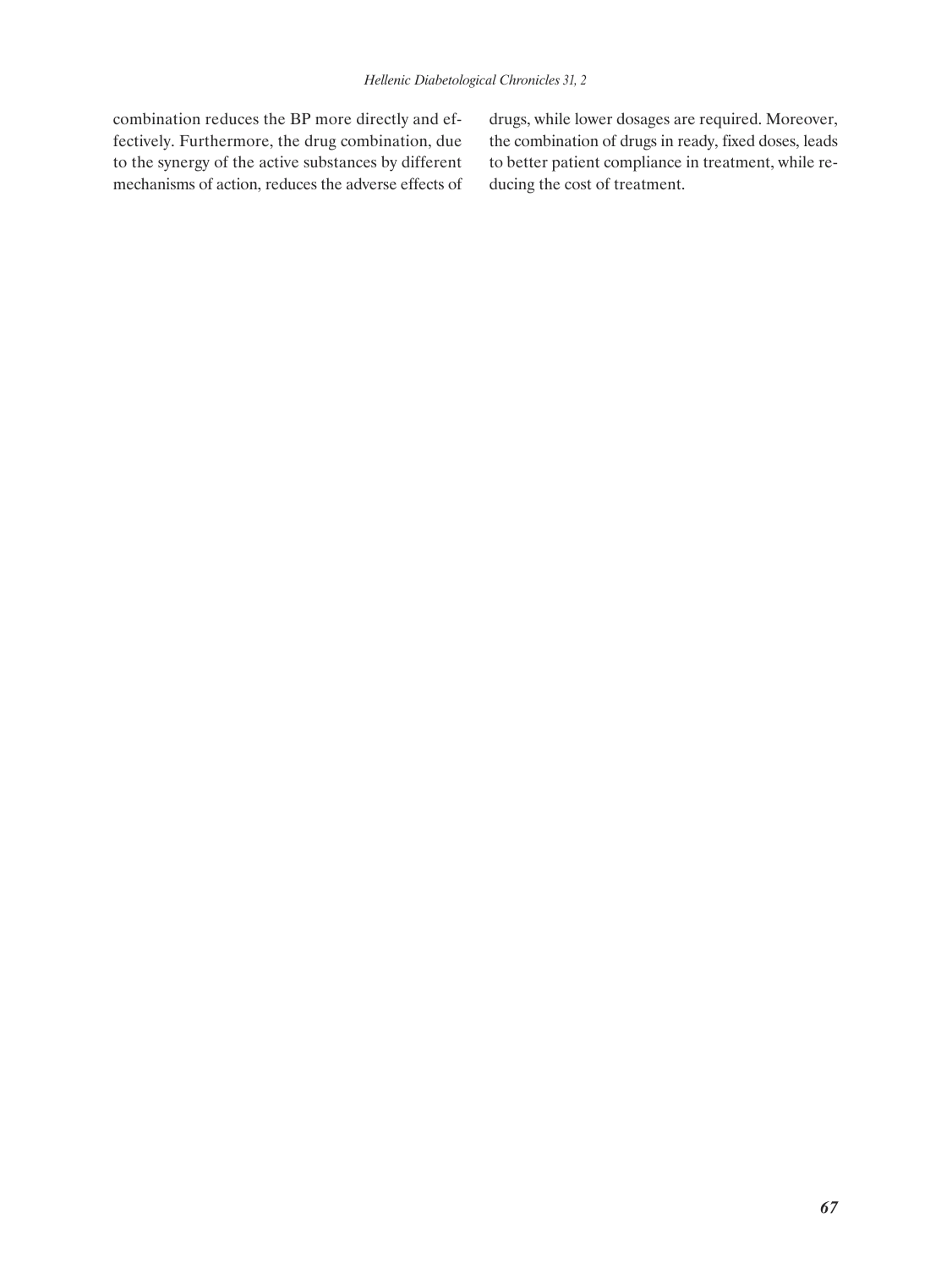combination reduces the BP more directly and effectively. Furthermore, the drug combination, due to the synergy of the active substances by different mechanisms of action, reduces the adverse effects of drugs, while lower dosages are required. Moreover, the combination of drugs in ready, fixed doses, leads to better patient compliance in treatment, while reducing the cost of treatment.